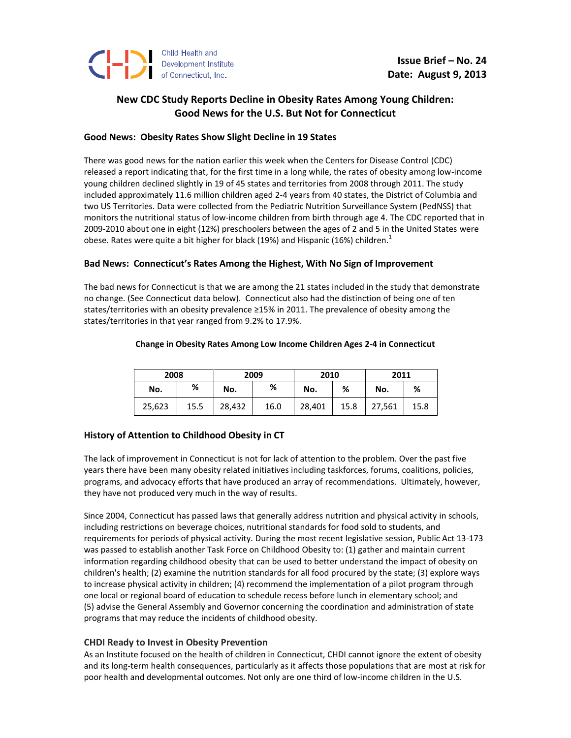Child Health and Development Institute of Connecticut, Inc.

**Issue Brief – No. 24**
**Date: August 9, 2013**

# New CDC Study Reports Decline in Obesity Rates Among Young Children: Good News for the U.S. But Not for Connecticut

## Good News: Obesity Rates Show Slight Decline in 19 States

There was good news for the nation earlier this week when the Centers for Disease Control (CDC) released a report indicating that, for the first time in a long while, the rates of obesity among low-income young children declined slightly in 19 of 45 states and territories from 2008 through 2011. The study included approximately 11.6 million children aged 2-4 years from 40 states, the District of Columbia and two US Territories. Data were collected from the Pediatric Nutrition Surveillance System (PedNSS) that monitors the nutritional status of low-income children from birth through age 4. The CDC reported that in 2009-2010 about one in eight (12%) preschoolers between the ages of 2 and 5 in the United States were obese. Rates were quite a bit higher for black (19%) and Hispanic (16%) children.[1]

## Bad News: Connecticut's Rates Among the Highest, With No Sign of Improvement

The bad news for Connecticut is that we are among the 21 states included in the study that demonstrate no change. (See Connecticut data below). Connecticut also had the distinction of being one of ten states/territories with an obesity prevalence ≥15% in 2011. The prevalence of obesity among the states/territories in that year ranged from 9.2% to 17.9%.

**Change in Obesity Rates Among Low Income Children Ages 2-4 in Connecticut**

| 2008 | | 2009 | | 2010 | | 2011 | |
|---|---|---|---|---|---|---|---|
| No. | % | No. | % | No. | % | No. | % |
| 25,623 | 15.5 | 28,432 | 16.0 | 28,401 | 15.8 | 27,561 | 15.8 |

## History of Attention to Childhood Obesity in CT

The lack of improvement in Connecticut is not for lack of attention to the problem. Over the past five years there have been many obesity related initiatives including taskforces, forums, coalitions, policies, programs, and advocacy efforts that have produced an array of recommendations. Ultimately, however, they have not produced very much in the way of results.

Since 2004, Connecticut has passed laws that generally address nutrition and physical activity in schools, including restrictions on beverage choices, nutritional standards for food sold to students, and requirements for periods of physical activity. During the most recent legislative session, Public Act 13-173 was passed to establish another Task Force on Childhood Obesity to: (1) gather and maintain current information regarding childhood obesity that can be used to better understand the impact of obesity on children's health; (2) examine the nutrition standards for all food procured by the state; (3) explore ways to increase physical activity in children; (4) recommend the implementation of a pilot program through one local or regional board of education to schedule recess before lunch in elementary school; and (5) advise the General Assembly and Governor concerning the coordination and administration of state programs that may reduce the incidents of childhood obesity.

## CHDI Ready to Invest in Obesity Prevention

As an Institute focused on the health of children in Connecticut, CHDI cannot ignore the extent of obesity and its long-term health consequences, particularly as it affects those populations that are most at risk for poor health and developmental outcomes. Not only are one third of low-income children in the U.S.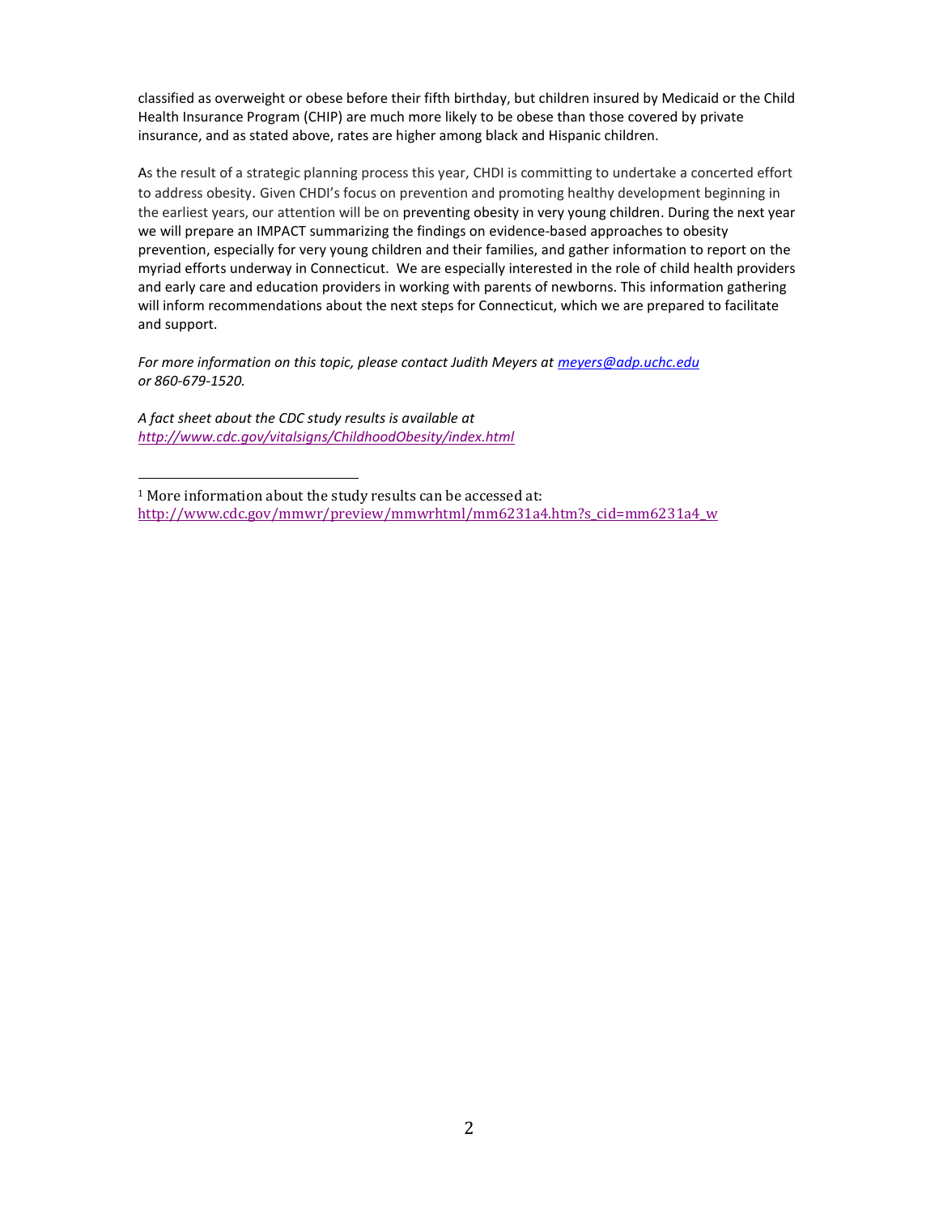classified as overweight or obese before their fifth birthday, but children insured by Medicaid or the Child Health Insurance Program (CHIP) are much more likely to be obese than those covered by private insurance, and as stated above, rates are higher among black and Hispanic children.

As the result of a strategic planning process this year, CHDI is committing to undertake a concerted effort to address obesity. Given CHDI's focus on prevention and promoting healthy development beginning in the earliest years, our attention will be on preventing obesity in very young children. During the next year we will prepare an IMPACT summarizing the findings on evidence-based approaches to obesity prevention, especially for very young children and their families, and gather information to report on the myriad efforts underway in Connecticut. We are especially interested in the role of child health providers and early care and education providers in working with parents of newborns. This information gathering will inform recommendations about the next steps for Connecticut, which we are prepared to facilitate and support.

*For more information on this topic, please contact Judith Meyers at [meyers@adp.uchc.edu](mailto:meyers@adp.uchc.edu) or 860-679-1520.*

*A fact sheet about the CDC study results is available at [http://www.cdc.gov/vitalsigns/ChildhoodObesity/index.html](http://www.cdc.gov/vitalsigns/ChildhoodObesity/index.html)*

---

[1] More information about the study results can be accessed at: [http://www.cdc.gov/mmwr/preview/mmwrhtml/mm6231a4.htm?s_cid=mm6231a4_w](http://www.cdc.gov/mmwr/preview/mmwrhtml/mm6231a4.htm?s_cid=mm6231a4_w)